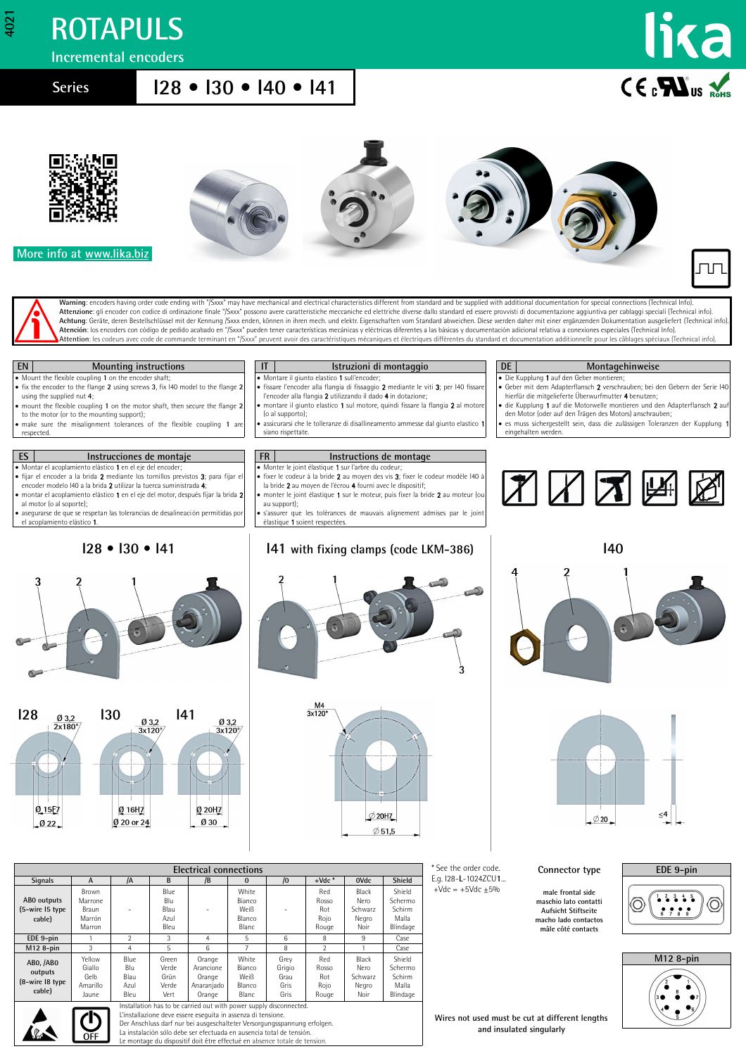4021

# ROTAPULS

Incremental encoders

## Series I28 • I30 • I40 • I41

More info at www.lika.biz

**Warning**: encoders having order code ending with "/Sxxx" may have mechanical and electrical characteristics different from standard and be supplied with additional documentation for special connections (Technical Info).
**Attenzione**: gli encoder con codice di ordinazione finale "/Sxxx" possono avere caratteristiche meccaniche ed elettriche diverse dallo standard ed essere provvisti di documentazione aggiuntiva per cablaggi speciali (Technical info).
**Achtung**: Geräte, deren Bestellschlüssel mit der Kennung /Sxxx enden, können in ihren mech. und elektr. Eigenschaften vom Standard abweichen. Diese werden daher mit einer ergänzenden Dokumentation ausgeliefert (Technical info).
**Atención**: los encoders con código de pedido acabado en "/Sxxx" pueden tener características mecánicas y eléctricas diferentes a las básicas y documentación adicional relativa a conexiones especiales (Technical Info).
**Attention**: les codeurs avec code de commande terminant en "/Sxxx" peuvent avoir des caractéristiques mécaniques et électriques différentes du standard et documentation additionnelle pour les câblages spéciaux (Technical Info).

### EN – Mounting instructions
- Mount the flexible coupling **1** on the encoder shaft;
- fix the encoder to the flange **2** using screws **3**, fix I40 model to the flange **2** using the supplied nut **4**;
- mount the flexible coupling **1** on the motor shaft, then secure the flange **2** to the motor (or to the mounting support);
- make sure the misalignment tolerances of the flexible coupling **1** are respected.

### IT – Istruzioni di montaggio
- Montare il giunto elastico **1** sull'encoder;
- fissare l'encoder alla flangia di fissaggio **2** mediante le viti **3**; per I40 fissare l'encoder alla flangia **2** utilizzando il dado **4** in dotazione;
- montare il giunto elastico **1** sul motore, quindi fissare la flangia **2** al motore (o al supporto);
- assicurarsi che le tolleranze di disallineamento ammesse dal giunto elastico **1** siano rispettate.

### DE – Montagehinweise
- Die Kupplung **1** auf den Geber montieren;
- Geber mit dem Adapterflansch **2** verschrauben; bei den Gebern der Serie I40 hierfür die mitgelieferte Überwurfmutter **4** benutzen;
- die Kupplung **1** auf die Motorwelle montieren und den Adapterflansch **2** auf den Motor (oder auf den Trägen des Motors) anschrauben;
- es muss sichergestellt sein, dass die zulässigen Toleranzen der Kupplung **1** eingehalten werden.

### ES – Instrucciones de montaje
- Montar el acoplamiento elástico **1** en el eje del encoder;
- fijar el encoder a la brida **2** mediante los tornillos previstos **3**; para fijar el encoder modelo I40 a la brida **2** utilizar la tuerca suministrada **4**;
- montar el acoplamiento elástico **1** en el eje del motor, después fijar la brida **2** al motor (o al soporte);
- asegurarse de que se respetan las tolerancias de desalineación permitidas por el acoplamiento elástico **1**.

### FR – Instructions de montage
- Monter le joint élastique **1** sur l'arbre du codeur;
- fixer le codeur à la bride **2** au moyen des vis **3**; fixer le codeur modèle I40 à la bride **2** au moyen de l'écrou **4** fourni avec le dispositif;
- monter le joint élastique **1** sur le moteur, puis fixer la bride **2** au moteur (ou au support);
- s'assurer que les tolérances de mauvais alignement admises par le joint élastique **1** soient respectées.

### I28 • I30 • I41
3 2 1

### I41 with fixing clamps (code LKM-386)
2 1 3

### I40
4 2 1

I28: Ø 3,2 2x180°; Ø 15 F7; Ø 22
I30: Ø 3,2 3x120°; Ø 16H7; Ø 20 or 24
I41: Ø 3,2 3x120°; Ø 20H7; Ø 30
I41 with clamps: M4 3x120°; Ø 20H7; Ø 51,5
I40: Ø 20; ≤4

### Electrical connections

| Signals | A | /A | B | /B | 0 | /0 | +Vdc * | 0Vdc | Shield |
|---|---|---|---|---|---|---|---|---|---|
| AB0 outputs (5-wire I5 type cable) | Brown Marrone Braun Marrón Marron | - | Blue Blu Blau Azul Bleu | - | White Bianco Weiß Blanco Blanc | - | Red Rosso Rot Rojo Rouge | Black Nero Schwarz Negro Noir | Shield Schermo Schirm Malla Blindage |
| EDE 9-pin | 1 | 2 | 3 | 4 | 5 | 6 | 8 | 9 | Case |
| M12 8-pin | 3 | 4 | 5 | 6 | 7 | 8 | 2 | 1 | Case |
| AB0, /AB0 outputs (8-wire I8 type cable) | Yellow Giallo Gelb Amarillo Jaune | Blue Blu Blau Azul Bleu | Green Verde Grün Verde Vert | Orange Arancione Orange Anaranjado Orange | White Bianco Weiß Blanco Blanc | Grey Grigio Grau Gris Gris | Red Rosso Rot Rojo Rouge | Black Nero Schwarz Negro Noir | Shield Schermo Schirm Malla Blindage |

Installation has to be carried out with power supply disconnected.
L'installazione deve essere eseguita in assenza di tensione.
Der Anschluss darf nur bei ausgeschalteter Versorgungsspannung erfolgen.
La instalación sólo debe ser efectuada en ausencia total de tensión.
Le montage du dispositif doit être effectué en absence totale de tension.

\* See the order code.
E.g. I28-L-1024ZCU1...
+Vdc = +5Vdc ±5%

**Connector type**

male frontal side
maschio lato contatti
Aufsicht Stiftseite
macho lado contactos
mâle côté contacts

**EDE 9-pin**

**M12 8-pin**

Wires not used must be cut at different lengths and insulated singularly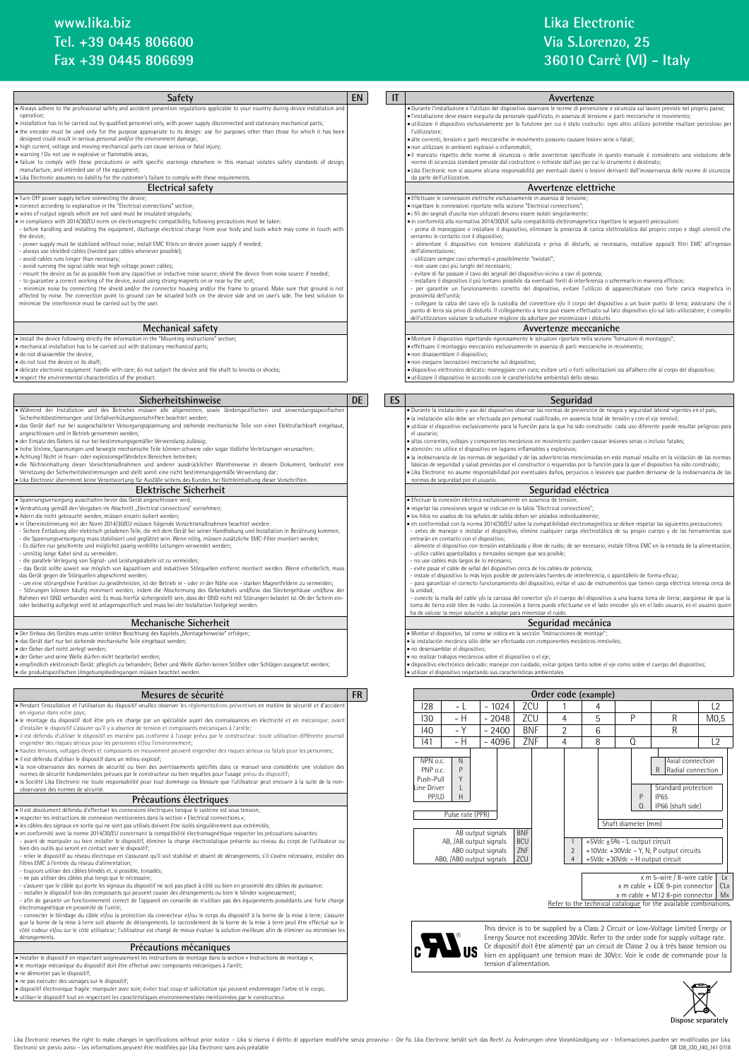www.lika.biz
Tel. +39 0445 806600
Fax +39 0445 806699

Lika Electronic
Via S.Lorenzo, 25
36010 Carrè (VI) - Italy

## Safety — EN

- Always adhere to the professional safety and accident prevention regulations applicable to your country during device installation and operation;
- installation has to be carried out by qualified personnel only, with power supply disconnected and stationary mechanical parts;
- the encoder must be used only for the purpose appropriate to its design: use for purposes other than those for which it has been designed could result in serious personal and/or the environment damage;
- high current, voltage and moving mechanical parts can cause serious or fatal injury;
- warning ! Do not use in explosive or flammable areas;
- failure to comply with these precautions or with specific warnings elsewhere in this manual violates safety standards of design, manufacture, and intended use of the equipment;
- Lika Electronic assumes no liability for the customer's failure to comply with these requirements.

### Electrical safety

- Turn OFF power supply before connecting the device;
- connect according to explanation in the "Electrical connections" section;
- wires of output signals which are not used must be insulated singularly;
- in compliance with 2014/30/EU norm on electromagnetic compatibility, following precautions must be taken:
  - before handling and installing the equipment, discharge electrical charge from your body and tools which may come in touch with the device;
  - power supply must be stabilized without noise; install EMC filters on device power supply if needed;
  - always use shielded cables (twisted pair cables whenever possible);
  - avoid cables runs longer than necessary;
  - avoid running the signal cable near high voltage power cables;
  - mount the device as far as possible from any capacitive or inductive noise source; shield the device from noise source if needed;
  - to guarantee a correct working of the device, avoid using strong magnets on or near by the unit;
  - minimize noise by connecting the shield and/or the connector housing and/or the frame to ground. Make sure that ground is not affected by noise. The connection point to ground can be situated both on the device side and on user's side. The best solution to minimize the interference must be carried out by the user.

### Mechanical safety

- Install the device following strictly the information in the "Mounting instructions" section;
- mechanical installation has to be carried out with stationary mechanical parts;
- do not disassemble the device;
- do not tool the device or its shaft;
- delicate electronic equipment: handle with care; do not subject the device and the shaft to knocks or shocks;
- respect the environmental characteristics of the product.

## IT — Avvertenze

- Durante l'installazione e l'utilizzo del dispositivo osservare le norme di prevenzione e sicurezza sul lavoro previste nel proprio paese;
- l'installazione deve essere eseguita da personale qualificato, in assenza di tensione e parti meccaniche in movimento;
- utilizzare il dispositivo esclusivamente per la funzione per cui è stato costruito: ogni altro utilizzo potrebbe risultare pericoloso per l'utilizzatore;
- alte correnti, tensioni e parti meccaniche in movimento possono causare lesioni serie o fatali;
- non utilizzare in ambienti esplosivi o infiammabili;
- il mancato rispetto delle norme di sicurezza o delle avvertenze specificate in questo manuale è considerato una violazione delle norme di sicurezza standard previste dal costruttore o richieste dall'uso per cui lo strumento è destinato;
- Lika Electronic non si assume alcuna responsabilità per eventuali danni o lesioni derivanti dall'inosservanza delle norme di sicurezza da parte dell'utilizzatore.

### Avvertenze elettriche

- Effettuare le connessioni elettriche esclusivamente in assenza di tensione;
- rispettare le connessioni riportate nella sezione "Electrical connections";
- i fili dei segnali d'uscita non utilizzati devono essere isolati singolarmente;
- in conformità alla normativa 2014/30/UE sulla compatibilità elettromagnetica rispettare le seguenti precauzioni:
  - prima di maneggiare e installare il dispositivo, eliminare la presenza di carica elettrostatica dal proprio corpo e dagli utensili che verranno in contatto con il dispositivo;
  - alimentare il dispositivo con tensione stabilizzata e priva di disturbi, se necessario, installare appositi filtri EMC all'ingresso dell'alimentazione;
  - utilizzare sempre cavi schermati e possibilmente "twistati";
  - non usare cavi più lunghi del necessario;
  - evitare di far passare il cavo dei segnali del dispositivo vicino a cavi di potenza;
  - installare il dispositivo il più lontano possibile da eventuali fonti di interferenza o schermarlo in maniera efficace;
  - per garantire un funzionamento corretto del dispositivo, evitare l'utilizzo di apparecchiature con forte carica magnetica in prossimità dell'unità;
  - collegare la calza del cavo e/o la custodia del connettore e/o il corpo del dispositivo a un buon punto di terra; assicurarsi che il punto di terra sia privo di disturbi. Il collegamento a terra può essere effettuato sul lato dispositivo e/o sul lato utilizzatore; è compito dell'utilizzatore valutare la soluzione migliore da adottare per minimizzare i disturbi.

### Avvertenze meccaniche

- Montare il dispositivo rispettando rigorosamente le istruzioni riportate nella sezione "Istruzioni di montaggio";
- effettuare il montaggio meccanico esclusivamente in assenza di parti meccaniche in movimento;
- non disassemblare il dispositivo;
- non eseguire lavorazioni meccaniche sul dispositivo;
- dispositivo elettronico delicato: maneggiare con cura; evitare urti o forti sollecitazioni sia all'albero che al corpo del dispositivo;
- utilizzare il dispositivo in accordo con le caratteristiche ambientali dello stesso.

## Sicherheitshinweise — DE

- Während der Installation und des Betriebes müssen alle allgemeinen, sowie länderspezifischen und anwendungsspezifischen Sicherheitsbestimmungen und Unfallverhütungsvorschriften beachtet werden;
- das Gerät darf nur bei ausgeschalteter Versorgungsspannung und stehende mechanische Teile von einer Elektrofachkraft eingebaut, angeschlossen und in Betrieb genommen werden;
- der Einsatz des Gebers ist nur bei bestimmungsgemäßer Verwendung zulässig;
- hohe Ströme, Spannungen und bewegte mechanische Teile können schwere oder sogar tödliche Verletzungen verursachen;
- Achtung ! Nicht in feuer- oder explosionsgefährdeten Bereichen betreiben;
- die Nichteinhaltung dieser Vorsichtsmaßnahmen und anderer spezifischer Warnhinweise in diesem Dokument, bedeutet eine Verletzung der Sicherheitsbestimmungen und stellt somit eine nicht bestimmungsgemäße Verwendung dar;
- Lika Electronic übernimmt keine Verantwortung für Ausfälle seitens des Kunden, bei Nichteinhaltung dieser Vorschriften.

### Elektrische Sicherheit

- Spannungsversorgung ausschalten bevor das Gerät angeschlossen wird;
- Verdrahtung gemäß den Vorgaben im Abschnitt „Electrical connections" vornehmen;
- Adern die nicht gebraucht werden, müssen einzeln isoliert werden;
- in Übereinstimmung mit der Norm 2014/30/EU müssen folgende Vorsichtsmaßnahmen beachtet werden:
  - Sichere Entladung aller elektrisch geladenen Teile, die mit dem Gerät bei seiner Handhabung und Installation in Berührung kommen;
  - die Spannungsversorgung muss stabilisiert und geglättet sein. Wenn nötig, müssen zusätzliche EMC-Filter montiert werden;
  - Es dürfen nur geschirmte und möglichst paarig verdrillte Leitungen verwendet werden;
  - unnötig lange Kabel sind zu vermeiden;
  - die parallele Verlegung von Signal- und Leistungskabeln ist zu vermeiden;
  - das Gerät sollte soweit wie möglich von kapazitiven und induktiven Störquellen entfernt montiert werden. Wenn erforderlich, muss das Gerät gegen die Störquellen abgeschirmt werden;
  - um eine störungsfreie Funktion zu gewährleisten, ist der Betrieb in - oder in der Nähe von - starken Magnetfeldern zu vermeiden;
  - Störungen können häufig minimiert werden, indem die Abschirmung des Geberkabels und/bzw. das Steckergehäuse und/bzw. der Rahmen mit GND verbunden wird. Es muss hierfür sichergestellt sein, dass der GND nicht mit Störungen belastet ist. Ob der Schirm ein- oder beidseitig aufgelegt wird ist anlagenspezifisch und muss bei der Installation festgelegt werden.

### Mechanische Sicherheit

- Der Einbau des Gerätes muss unter strikter Beachtung des Kapitels „Montagehinweise" erfolgen;
- das Gerät darf nur bei stehende mechanische Teile eingebaut werden;
- der Geber darf nicht zerlegt werden;
- der Geber und seine Welle dürfen nicht bearbeitet werden;
- empfindlich elektronisch Gerät: pfleglich zu behandeln; Geber und Welle dürfen keinen Stößen oder Schlägen ausgesetzt werden;
- die produktspezifischen Umgebungsbedingungen müssen beachtet werden.

## ES — Seguridad

- Durante la instalación y uso del dispositivo observar las normas de prevención de riesgos y seguridad laboral vigentes en el país;
- la instalación sólo debe ser efectuada por personal cualificado, en ausencia total de tensión y con el eje inmóvil;
- utilizar el dispositivo exclusivamente para la función para la que ha sido construido: cada uso diferente puede resultar peligroso para el usuario;
- altas corrientes, voltajes y componentes mecánicos en movimiento pueden causar lesiones serias o incluso fatales;
- atención: no utilice el dispositivo en lugares inflamables y explosivos;
- la inobservancia de las normas de seguridad y de las advertencias mencionadas en este manual resulta en la violación de las normas básicas de seguridad y salud previstas por el constructor o requeridas por la función para la que el dispositivo ha sido construido;
- Lika Electronic no asume responsabilidad por eventuales daños, perjuicios o lesiones que pueden derivarse de la inobservancia de las normas de seguridad por el usuario.

### Seguridad eléctrica

- Efectuar la conexión eléctrica exclusivamente en ausencia de tensión;
- respetar las conexiones según se indican en la tabla "Electrical connections";
- los hilos no usados de los señales de salida deben ser aislados individualmente;
- en conformidad con la norma 2014/30/EU sobre la compatibilidad electromagnética se deben respetar las siguientes precauciones:
  - antes de manejar e instalar el dispositivo, elimine cualquier carga electrostática de su propio cuerpo y de las herramientas que entrarán en contacto con el dispositivo;
  - alimente el dispositivo con tensión estabilizada y libre de ruido; de ser necesario, instale filtros EMC en la entrada de la alimentación;
  - utilice cables apantallados y trenzados siempre que sea posible;
  - no use cables más largos de lo necesario;
  - evite pasar el cable de señal del dispositivo cerca de los cables de potencia;
  - instale el dispositivo lo más lejos posible de potenciales fuentes de interferencia, o apantállelo de forma eficaz;
  - para garantizar el correcto funcionamiento del dispositivo, evitar el uso de instrumentos que tienen carga eléctrica intensa cerca de la unidad;
  - conecte la malla del cable y/o la carcasa del conector y/o el cuerpo del dispositivo a una buena toma de tierra; asegúrese de que la toma de tierra esté libre de ruido. La conexión a tierra puede efectuarse en el lado encoder y/o en el lado usuario, es el usuario quien ha de valorar la mejor solución a adoptar para minimizar el ruido.

### Seguridad mecánica

- Montar el dispositivo, tal como se indica en la sección "Instrucciones de montaje";
- la instalación mecánica sólo debe ser efectuada con componentes mecánicos inmóviles;
- no desensamblar el dispositivo;
- no realizar trabajos mecánicos sobre el dispositivo o el eje;
- dispositivo electrónico delicado: manejar con cuidado; evitar golpes tanto sobre el eje como sobre el cuerpo del dispositivo;
- utilizar el dispositivo respetando sus características ambientales.

## Mesures de sécurité — FR

- Pendant l'installation et l'utilisation du dispositif veuillez observer les réglementations préventives en matière de sécurité et d'accident en vigueur dans votre pays;
- le montage du dispositif doit être pris en charge par un spécialiste ayant des connaissances en électricité et en mécanique; avant d'installer le dispositif s'assurer qu'il y a absence de tension et composants mécaniques à l'arrête;
- il est défendu d'utiliser le dispositif en manière pas conforme à l'usage prévu par le constructeur: toute utilisation différente pourrait engendrer des risques sérieux pour les personnes et/ou l'environnement;
- hautes tensions, voltages élevés et composants en mouvement peuvent engendrer des risques sérieux ou fatals pour les personnes;
- il est défendu d'utiliser le dispositif dans un milieu explosif;
- la non-observance des normes de sécurité ou bien des avertissements spécifiés dans ce manuel sera considérée une violation des normes de sécurité fondamentales prévues par le constructeur ou bien requêtes pour l'usage prévu du dispositif;
- la Société Lika Electronic nie toute responsabilité pour tout dommage ou blessure que l'utilisateur peut encourir à la suite de la non-observance des normes de sécurité.

### Précautions électriques

- Il est absolument défendu d'effectuer les connexions électriques lorsque le système est sous tension;
- respecter les instructions de connexion mentionnées dans la section « Electrical connections »;
- les câbles des signaux en sortie qui ne sont pas utilisés doivent être isolés singulièrement aux extrémités;
- en conformité avec la norme 2014/30/EU concernant la compatibilité électromagnétique respecter les précautions suivantes:
  - avant de manipuler ou bien installer le dispositif, éliminer la charge électrostatique présente au niveau du corps de l'utilisateur ou bien des outils qui entrent en contact avec le dispositif;
  - relier le dispositif au réseau électrique en s'assurant qu'il soit stabilisé et dépourvu de dérangements; s'il s'avère nécessaire, installer des filtres EMC à l'entrée du réseau d'alimentation;
  - toujours utiliser des câbles blindés et, si possible, torsadés;
  - ne pas utiliser des câbles plus longs que le nécessaire;
  - s'assurer que le câble qui porte les signaux du dispositif ne soit pas placé à côté ou bien en proximité des câbles de puissance;
  - installer le dispositif loin des composants qui peuvent causer des dérangements ou bien le blinder soigneusement;
  - afin de garantir un fonctionnement correct de l'appareil on conseille de n'utiliser pas des équipements possédants une forte charge électromagnétique en proximité de l'unité;
  - connecter le blindage du câble et/ou la protection du connecteur et/ou le corps du dispositif à la borne de la mise à terre; s'assurer que la borne de la mise à terre soit absente de dérangements. Le raccordement de la borne de la mise à terre peut être effectué sur le côté codeur et/ou sur le côté utilisateur; l'utilisateur est chargé de mieux évaluer la solution meilleure afin de éliminer ou minimiser les dérangements.

### Précautions mécaniques

- Installer le dispositif en respectant soigneusement les instructions de montage dans la section « Instructions de montage »;
- le montage mécanique du dispositif doit être effectué avec composants mécaniques à l'arrêt;
- ne démonter pas le dispositif;
- ne pas exécuter des usinages sur le dispositif;
- dispositif électronique fragile: manipuler avec soin; éviter tout coup et sollicitation qui peuvent endommager l'arbre et le corps;
- utiliser le dispositif en respectant les caractéristiques environnementales mentionnées par le constructeur.

## Order code (example)

| | | | | | | | | |
|---|---|---|---|---|---|---|---|---|
| I28 | - L | - 1024 | ZCU | 1 | 4 | | | L2 |
| I30 | - H | - 2048 | ZCU | 4 | 5 | P | R | M0,5 |
| I40 | - Y | - 2400 | BNF | 2 | 6 | | R | |
| I41 | - H | - 4096 | ZNF | 4 | 8 | Q | | L2 |

| Output | Code |
|---|---|
| NPN o.c. | N |
| PNP o.c. | P |
| Push-Pull | Y |
| Line Driver | L |
| PP/LD | H |

Pulse rate (PPR)

| Output signals | Code |
|---|---|
| AB output signals | BNF |
| AB, /AB output signals | BCU |
| AB0 output signals | ZNF |
| AB0, /AB0 output signals | ZCU |

| Code | Output circuit |
|---|---|
| 1 | +5Vdc ±5% - L output circuit |
| 2 | +10Vdc +30Vdc – Y, N, P output circuits |
| 4 | +5Vdc +30Vdc – H output circuit |

Shaft diameter (mm)

| Code | Protection |
|---|---|
| | Standard protection |
| P | IP65 |
| Q | IP66 (shaft side) |

| Code | Connection |
|---|---|
| | Axial connection |
| R | Radial connection |

| Cable / connector | Code |
|---|---|
| x m 5-wire / 8-wire cable | Lx |
| x m cable + EDE 9-pin connector | CLx |
| x m cable + M12 8-pin connector | Mx |

Refer to the technical catalogue for the available combinations.

This device is to be supplied by a Class 2 Circuit or Low-Voltage Limited Energy or Energy Source not exceeding 30Vdc. Refer to the order code for supply voltage rate.
Ce dispositif doit être alimenté par un circuit de Classe 2 ou à très basse tension ou bien en appliquant une tension maxi de 30Vcc. Voir le code de commande pour la tension d'alimentation.

Dispose separately

Lika Electronic reserves the right to make changes in specifications without prior notice – Lika si riserva il diritto di apportare modifiche senza preavviso - Die Fa. Lika Electronic behält sich das Recht zu Änderungen ohne Vorankündigung vor - Informaciones pueden ser modificadas por Lika Electronic sin previo aviso – Les informations peuvent être modifiées par Lika Electronic sans avis préalable

QR I28_I30_I40_I41 0118